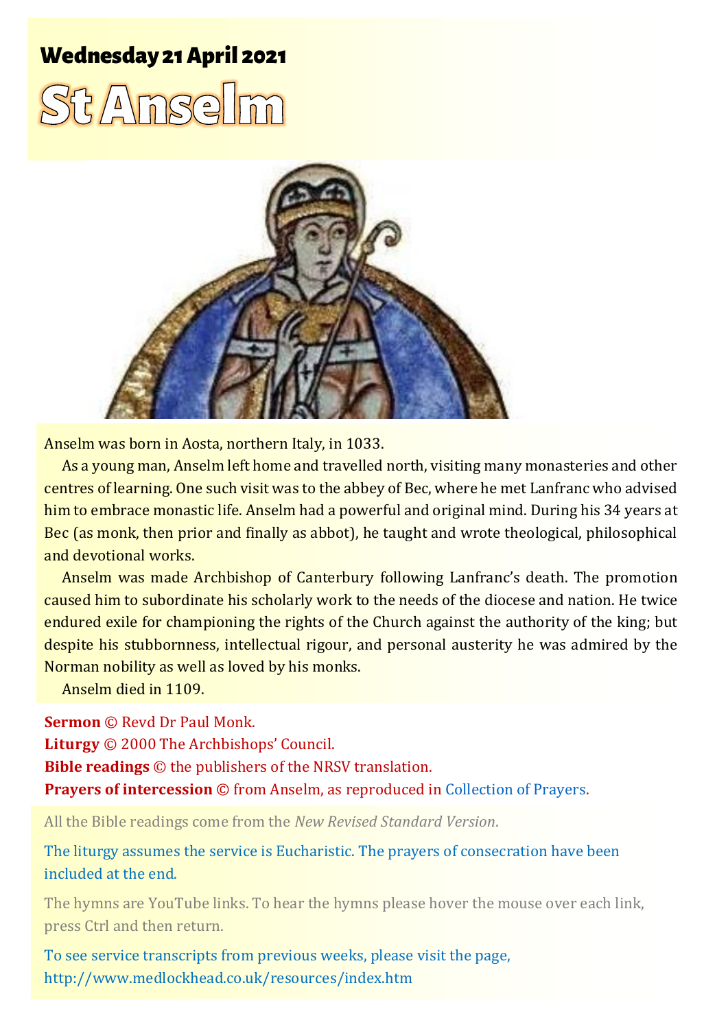## Wednesday 21 April 2021

# St Anselm

Anselm was born in Aosta, northern Italy, in 1033.

As a young man, Anselm left home and travelled north, visiting many monasteries and other centres of learning. One such visit was to the abbey of Bec, where he met Lanfranc who advised him to embrace monastic life. Anselm had a powerful and original mind. During his 34 years at Bec (as monk, then prior and finally as abbot), he taught and wrote theological, philosophical and devotional works.

Anselm was made Archbishop of Canterbury following Lanfranc's death. The promotion caused him to subordinate his scholarly work to the needs of the diocese and nation. He twice endured exile for championing the rights of the Church against the authority of the king; but despite his stubbornness, intellectual rigour, and personal austerity he was admired by the Norman nobility as well as loved by his monks.

Anselm died in 1109.

**Sermon** © Revd Dr Paul Monk.
**Liturgy** © 2000 The Archbishops' Council.
**Bible readings** © the publishers of the NRSV translation.
**Prayers of intercession** © from Anselm, as reproduced in Collection of Prayers.

All the Bible readings come from the *New Revised Standard Version*.

The liturgy assumes the service is Eucharistic. The prayers of consecration have been included at the end.

The hymns are YouTube links. To hear the hymns please hover the mouse over each link, press Ctrl and then return.

To see service transcripts from previous weeks, please visit the page, http://www.medlockhead.co.uk/resources/index.htm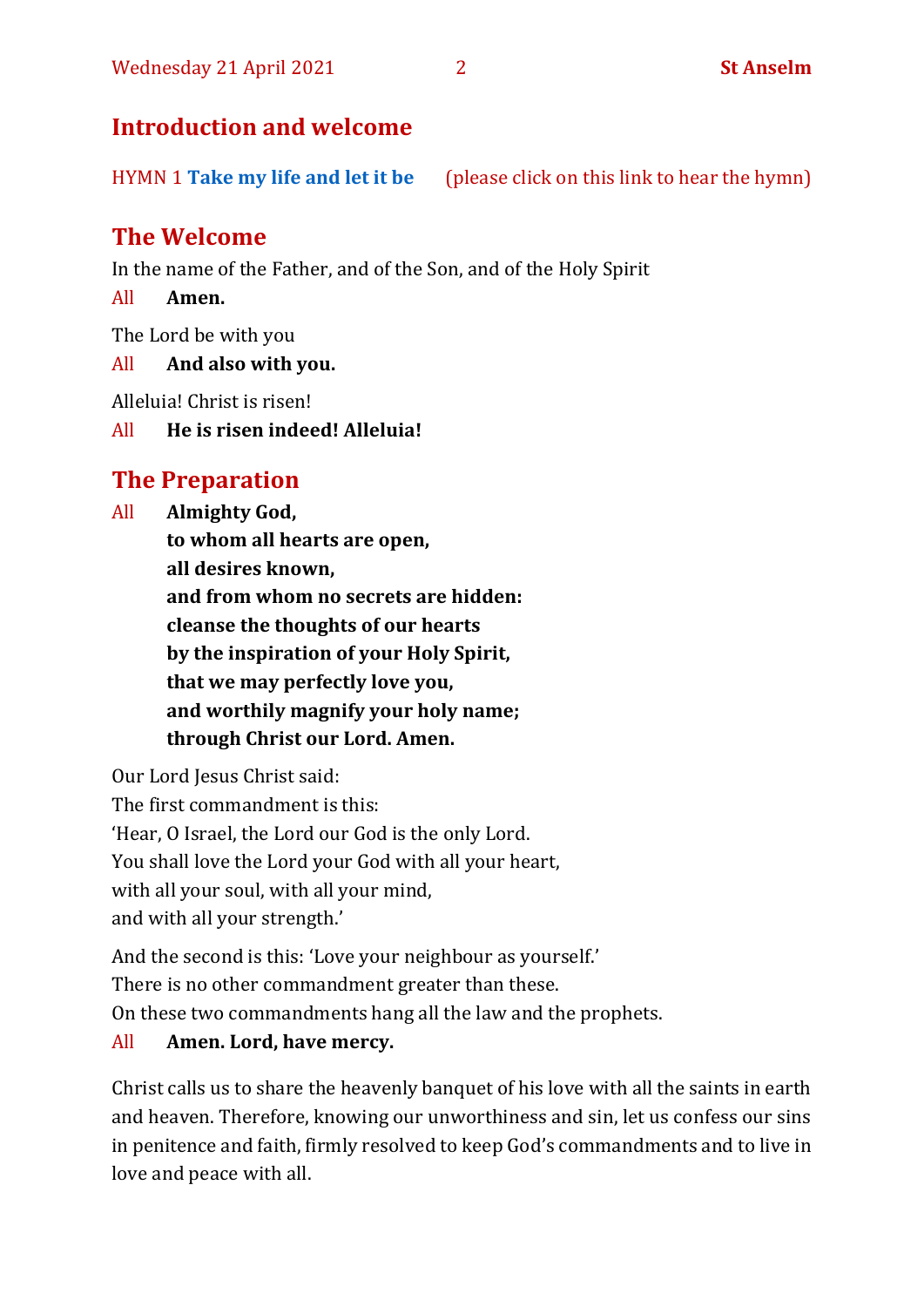## Introduction and welcome

HYMN 1 **Take my life and let it be** (please click on this link to hear the hymn)

## The Welcome

In the name of the Father, and of the Son, and of the Holy Spirit

All **Amen.**

The Lord be with you

All **And also with you.**

Alleluia! Christ is risen!

All **He is risen indeed! Alleluia!**

## The Preparation

All **Almighty God,**
**to whom all hearts are open,**
**all desires known,**
**and from whom no secrets are hidden:**
**cleanse the thoughts of our hearts**
**by the inspiration of your Holy Spirit,**
**that we may perfectly love you,**
**and worthily magnify your holy name;**
**through Christ our Lord. Amen.**

Our Lord Jesus Christ said:
The first commandment is this:
'Hear, O Israel, the Lord our God is the only Lord.
You shall love the Lord your God with all your heart,
with all your soul, with all your mind,
and with all your strength.'

And the second is this: 'Love your neighbour as yourself.'
There is no other commandment greater than these.
On these two commandments hang all the law and the prophets.

All **Amen. Lord, have mercy.**

Christ calls us to share the heavenly banquet of his love with all the saints in earth and heaven. Therefore, knowing our unworthiness and sin, let us confess our sins in penitence and faith, firmly resolved to keep God's commandments and to live in love and peace with all.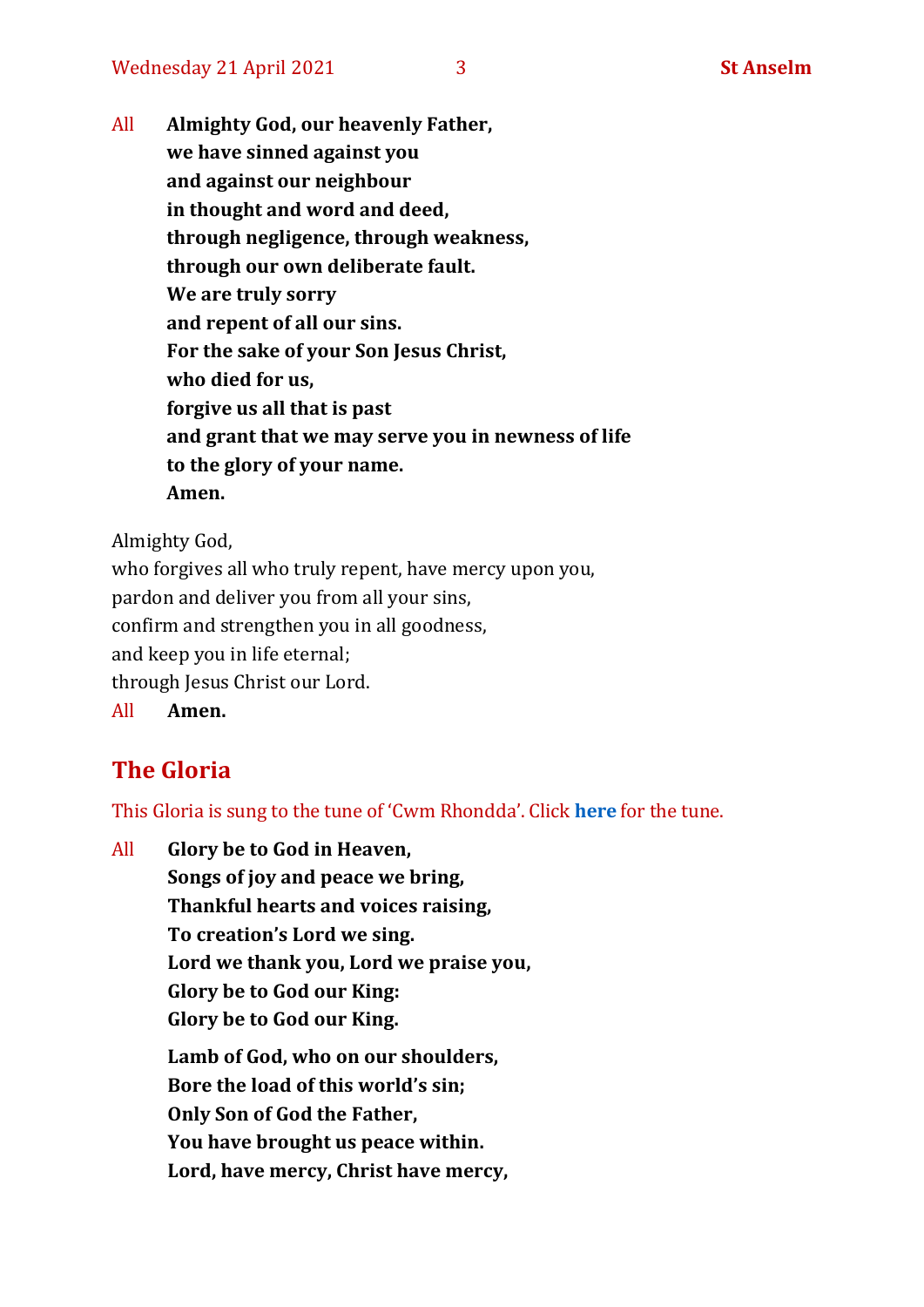All **Almighty God, our heavenly Father,**
**we have sinned against you**
**and against our neighbour**
**in thought and word and deed,**
**through negligence, through weakness,**
**through our own deliberate fault.**
**We are truly sorry**
**and repent of all our sins.**
**For the sake of your Son Jesus Christ,**
**who died for us,**
**forgive us all that is past**
**and grant that we may serve you in newness of life**
**to the glory of your name.**
**Amen.**

Almighty God,
who forgives all who truly repent, have mercy upon you,
pardon and deliver you from all your sins,
confirm and strengthen you in all goodness,
and keep you in life eternal;
through Jesus Christ our Lord.

All **Amen.**

## The Gloria

This Gloria is sung to the tune of 'Cwm Rhondda'. Click **here** for the tune.

All **Glory be to God in Heaven,**
**Songs of joy and peace we bring,**
**Thankful hearts and voices raising,**
**To creation's Lord we sing.**
**Lord we thank you, Lord we praise you,**
**Glory be to God our King:**
**Glory be to God our King.**

**Lamb of God, who on our shoulders,**
**Bore the load of this world's sin;**
**Only Son of God the Father,**
**You have brought us peace within.**
**Lord, have mercy, Christ have mercy,**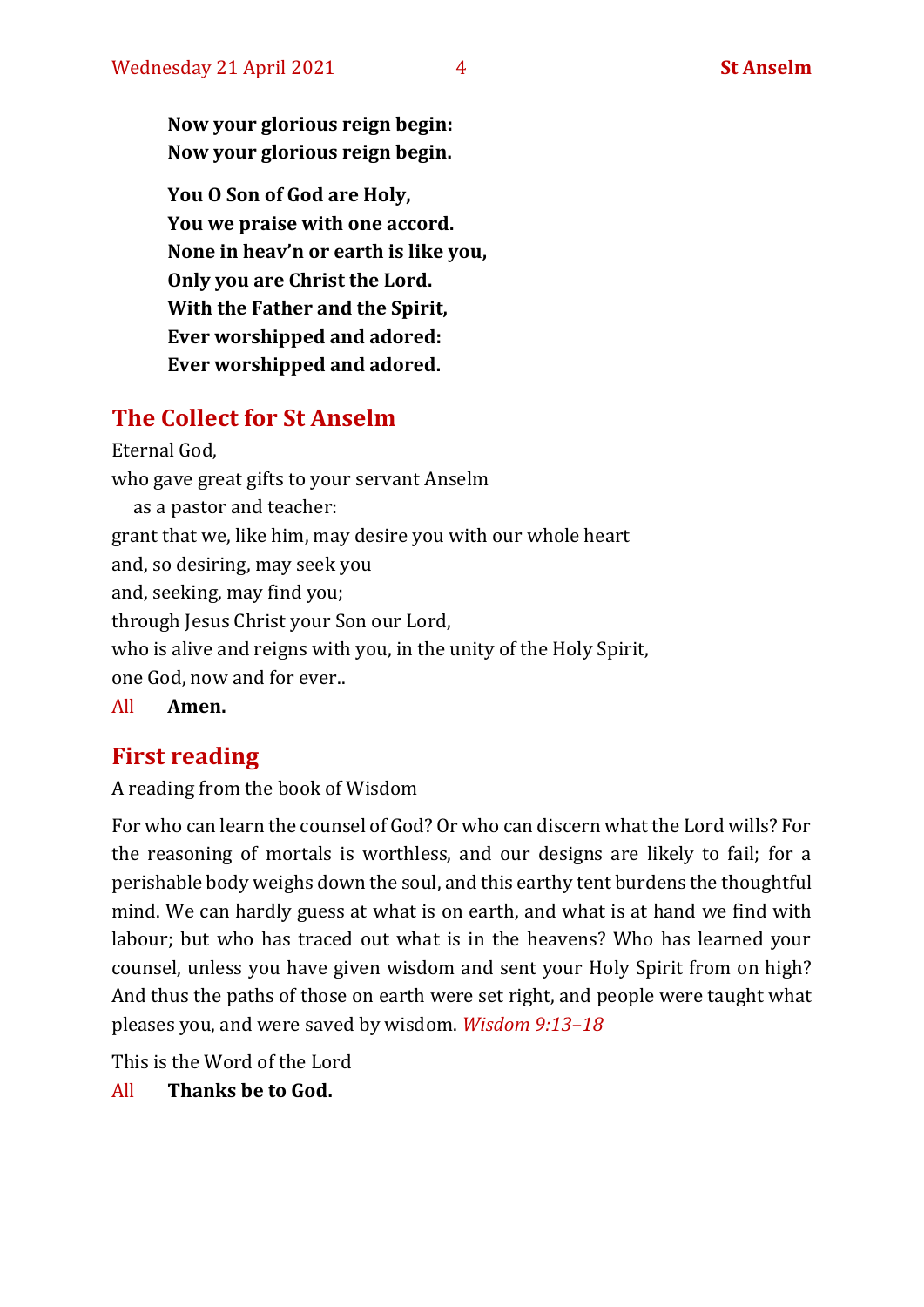**Now your glorious reign begin:**
**Now your glorious reign begin.**

**You O Son of God are Holy,**
**You we praise with one accord.**
**None in heav'n or earth is like you,**
**Only you are Christ the Lord.**
**With the Father and the Spirit,**
**Ever worshipped and adored:**
**Ever worshipped and adored.**

## The Collect for St Anselm

Eternal God,
who gave great gifts to your servant Anselm
as a pastor and teacher:
grant that we, like him, may desire you with our whole heart
and, so desiring, may seek you
and, seeking, may find you;
through Jesus Christ your Son our Lord,
who is alive and reigns with you, in the unity of the Holy Spirit,
one God, now and for ever..

All **Amen.**

## First reading

A reading from the book of Wisdom

For who can learn the counsel of God? Or who can discern what the Lord wills? For the reasoning of mortals is worthless, and our designs are likely to fail; for a perishable body weighs down the soul, and this earthy tent burdens the thoughtful mind. We can hardly guess at what is on earth, and what is at hand we find with labour; but who has traced out what is in the heavens? Who has learned your counsel, unless you have given wisdom and sent your Holy Spirit from on high? And thus the paths of those on earth were set right, and people were taught what pleases you, and were saved by wisdom. *Wisdom 9:13–18*

This is the Word of the Lord

All **Thanks be to God.**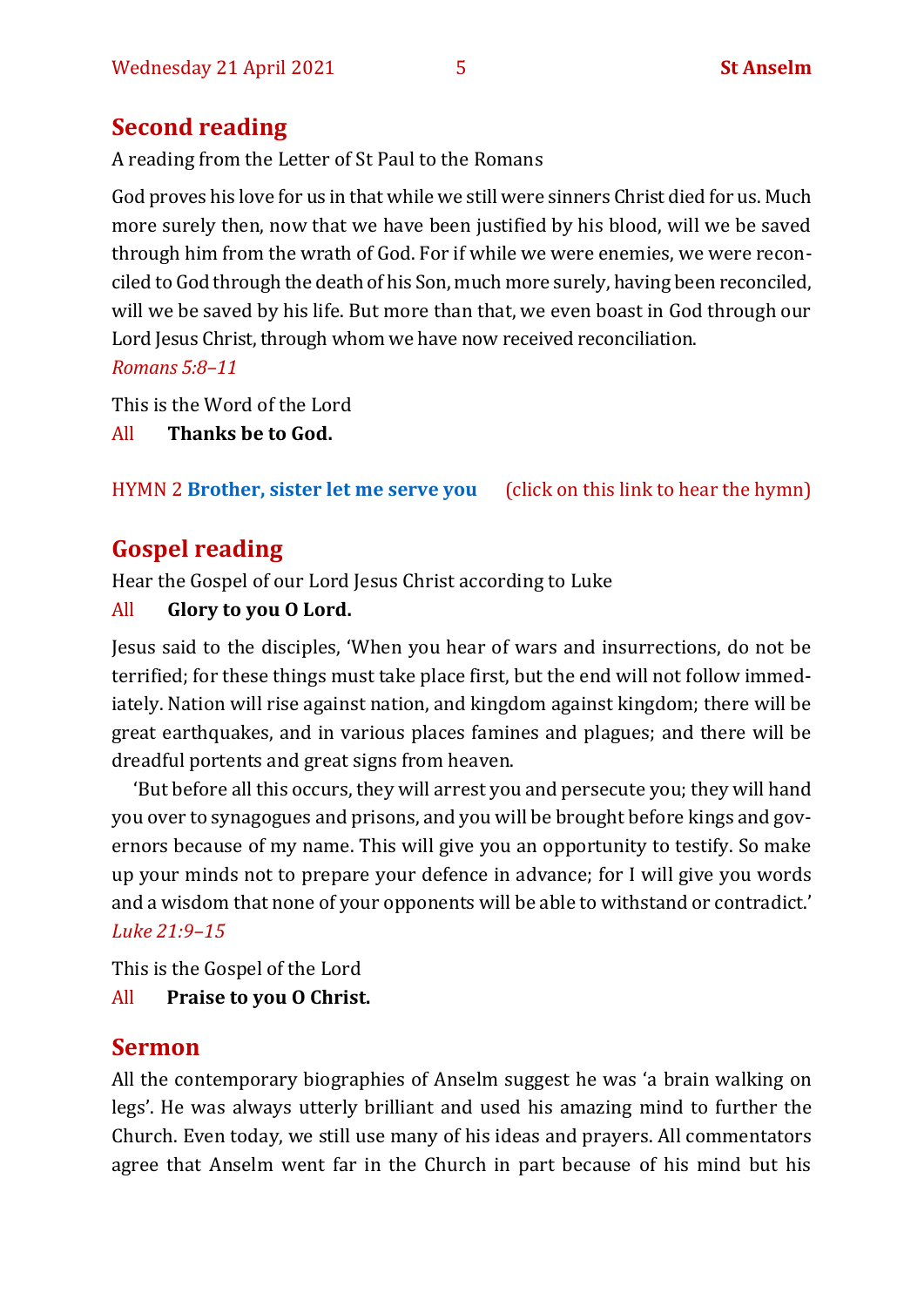## Second reading

A reading from the Letter of St Paul to the Romans

God proves his love for us in that while we still were sinners Christ died for us. Much more surely then, now that we have been justified by his blood, will we be saved through him from the wrath of God. For if while we were enemies, we were reconciled to God through the death of his Son, much more surely, having been reconciled, will we be saved by his life. But more than that, we even boast in God through our Lord Jesus Christ, through whom we have now received reconciliation.
*Romans 5:8–11*

This is the Word of the Lord

All **Thanks be to God.**

HYMN 2 **Brother, sister let me serve you** (click on this link to hear the hymn)

## Gospel reading

Hear the Gospel of our Lord Jesus Christ according to Luke

All **Glory to you O Lord.**

Jesus said to the disciples, 'When you hear of wars and insurrections, do not be terrified; for these things must take place first, but the end will not follow immediately. Nation will rise against nation, and kingdom against kingdom; there will be great earthquakes, and in various places famines and plagues; and there will be dreadful portents and great signs from heaven.

'But before all this occurs, they will arrest you and persecute you; they will hand you over to synagogues and prisons, and you will be brought before kings and governors because of my name. This will give you an opportunity to testify. So make up your minds not to prepare your defence in advance; for I will give you words and a wisdom that none of your opponents will be able to withstand or contradict.'
*Luke 21:9–15*

This is the Gospel of the Lord

All **Praise to you O Christ.**

## Sermon

All the contemporary biographies of Anselm suggest he was 'a brain walking on legs'. He was always utterly brilliant and used his amazing mind to further the Church. Even today, we still use many of his ideas and prayers. All commentators agree that Anselm went far in the Church in part because of his mind but his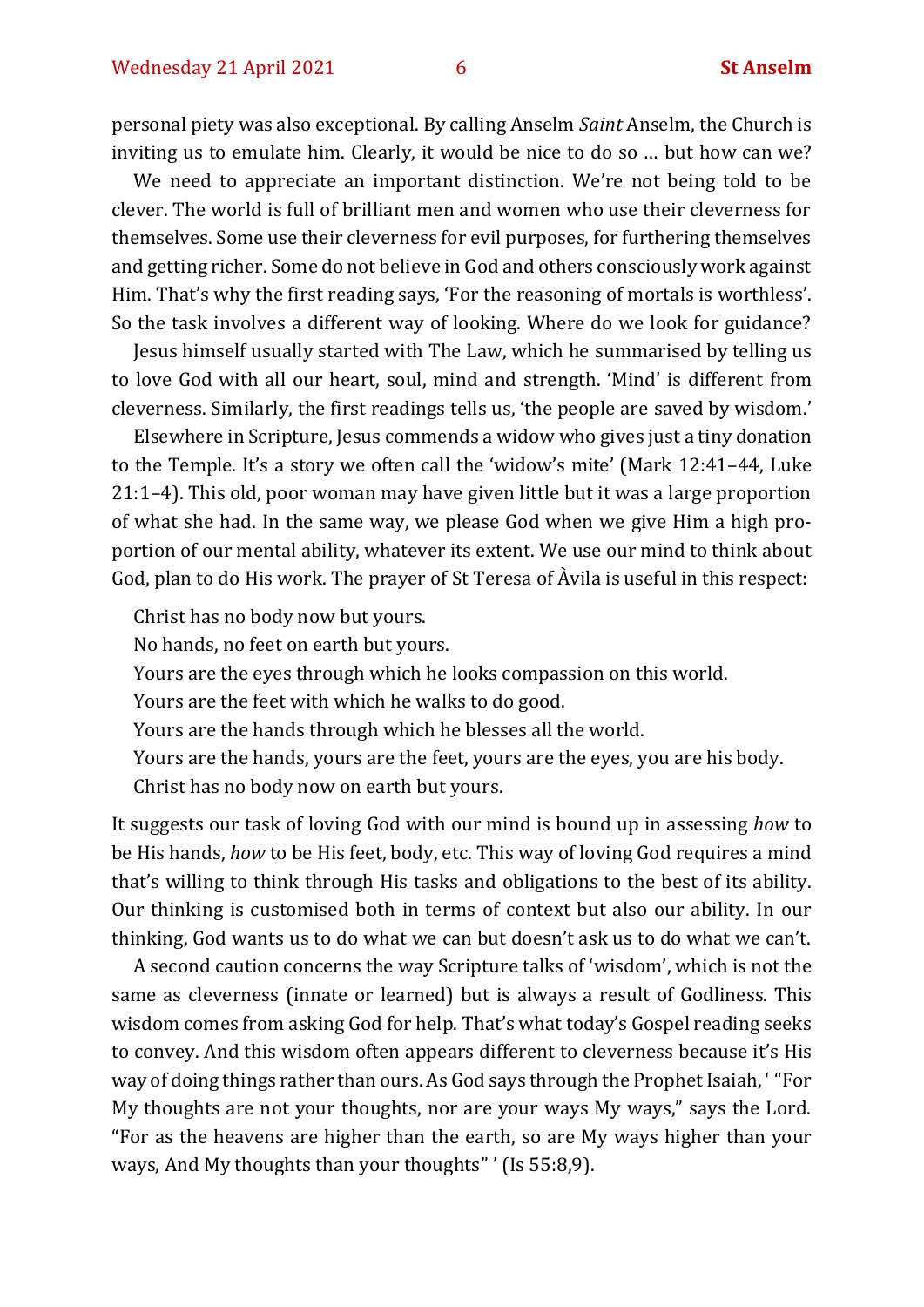personal piety was also exceptional. By calling Anselm *Saint* Anselm, the Church is inviting us to emulate him. Clearly, it would be nice to do so … but how can we?

We need to appreciate an important distinction. We're not being told to be clever. The world is full of brilliant men and women who use their cleverness for themselves. Some use their cleverness for evil purposes, for furthering themselves and getting richer. Some do not believe in God and others consciously work against Him. That's why the first reading says, 'For the reasoning of mortals is worthless'. So the task involves a different way of looking. Where do we look for guidance?

Jesus himself usually started with The Law, which he summarised by telling us to love God with all our heart, soul, mind and strength. 'Mind' is different from cleverness. Similarly, the first readings tells us, 'the people are saved by wisdom.'

Elsewhere in Scripture, Jesus commends a widow who gives just a tiny donation to the Temple. It's a story we often call the 'widow's mite' (Mark 12:41–44, Luke 21:1–4). This old, poor woman may have given little but it was a large proportion of what she had. In the same way, we please God when we give Him a high proportion of our mental ability, whatever its extent. We use our mind to think about God, plan to do His work. The prayer of St Teresa of Àvila is useful in this respect:

> Christ has no body now but yours.
> No hands, no feet on earth but yours.
> Yours are the eyes through which he looks compassion on this world.
> Yours are the feet with which he walks to do good.
> Yours are the hands through which he blesses all the world.
> Yours are the hands, yours are the feet, yours are the eyes, you are his body.
> Christ has no body now on earth but yours.

It suggests our task of loving God with our mind is bound up in assessing *how* to be His hands, *how* to be His feet, body, etc. This way of loving God requires a mind that's willing to think through His tasks and obligations to the best of its ability. Our thinking is customised both in terms of context but also our ability. In our thinking, God wants us to do what we can but doesn't ask us to do what we can't.

A second caution concerns the way Scripture talks of 'wisdom', which is not the same as cleverness (innate or learned) but is always a result of Godliness. This wisdom comes from asking God for help. That's what today's Gospel reading seeks to convey. And this wisdom often appears different to cleverness because it's His way of doing things rather than ours. As God says through the Prophet Isaiah, ' "For My thoughts are not your thoughts, nor are your ways My ways," says the Lord. "For as the heavens are higher than the earth, so are My ways higher than your ways, And My thoughts than your thoughts" ' (Is 55:8,9).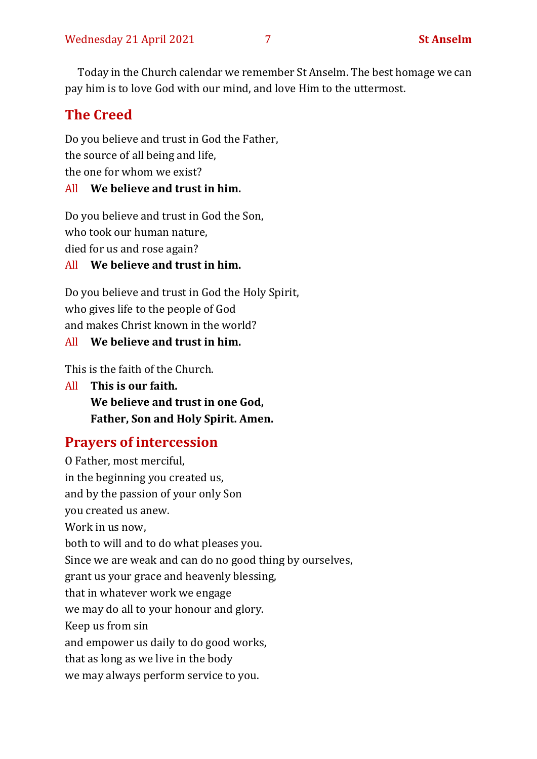Today in the Church calendar we remember St Anselm. The best homage we can pay him is to love God with our mind, and love Him to the uttermost.

## The Creed

Do you believe and trust in God the Father,
the source of all being and life,
the one for whom we exist?

All **We believe and trust in him.**

Do you believe and trust in God the Son,
who took our human nature,
died for us and rose again?

All **We believe and trust in him.**

Do you believe and trust in God the Holy Spirit,
who gives life to the people of God
and makes Christ known in the world?

All **We believe and trust in him.**

This is the faith of the Church.

All **This is our faith.**
**We believe and trust in one God,**
**Father, Son and Holy Spirit. Amen.**

## Prayers of intercession

O Father, most merciful,
in the beginning you created us,
and by the passion of your only Son
you created us anew.
Work in us now,
both to will and to do what pleases you.
Since we are weak and can do no good thing by ourselves,
grant us your grace and heavenly blessing,
that in whatever work we engage
we may do all to your honour and glory.
Keep us from sin
and empower us daily to do good works,
that as long as we live in the body
we may always perform service to you.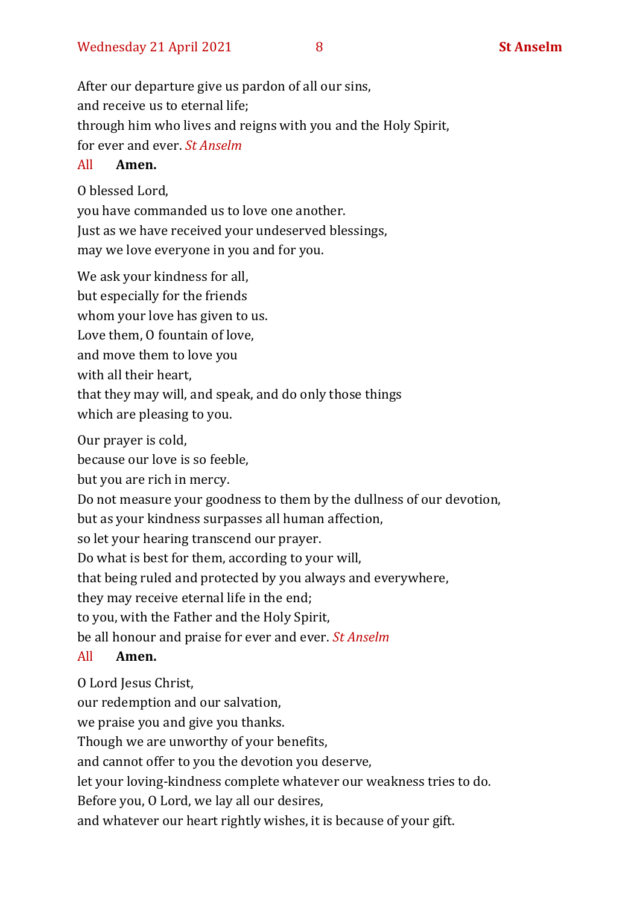After our departure give us pardon of all our sins,  
and receive us to eternal life;  
through him who lives and reigns with you and the Holy Spirit,  
for ever and ever. *St Anselm*

All **Amen.**

O blessed Lord,  
you have commanded us to love one another.  
Just as we have received your undeserved blessings,  
may we love everyone in you and for you.

We ask your kindness for all,  
but especially for the friends  
whom your love has given to us.  
Love them, O fountain of love,  
and move them to love you  
with all their heart,  
that they may will, and speak, and do only those things  
which are pleasing to you.

Our prayer is cold,  
because our love is so feeble,  
but you are rich in mercy.  
Do not measure your goodness to them by the dullness of our devotion,  
but as your kindness surpasses all human affection,  
so let your hearing transcend our prayer.  
Do what is best for them, according to your will,  
that being ruled and protected by you always and everywhere,  
they may receive eternal life in the end;  
to you, with the Father and the Holy Spirit,  
be all honour and praise for ever and ever. *St Anselm*

All **Amen.**

O Lord Jesus Christ,  
our redemption and our salvation,  
we praise you and give you thanks.  
Though we are unworthy of your benefits,  
and cannot offer to you the devotion you deserve,  
let your loving-kindness complete whatever our weakness tries to do.  
Before you, O Lord, we lay all our desires,  
and whatever our heart rightly wishes, it is because of your gift.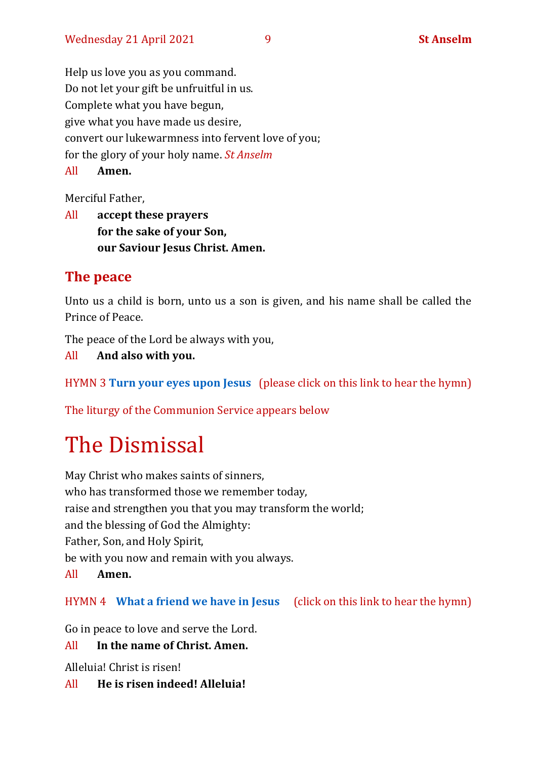Help us love you as you command.
Do not let your gift be unfruitful in us.
Complete what you have begun,
give what you have made us desire,
convert our lukewarmness into fervent love of you;
for the glory of your holy name. *St Anselm*

All **Amen.**

Merciful Father,

All **accept these prayers**
**for the sake of your Son,**
**our Saviour Jesus Christ. Amen.**

## The peace

Unto us a child is born, unto us a son is given, and his name shall be called the Prince of Peace.

The peace of the Lord be always with you,

All **And also with you.**

HYMN 3 **Turn your eyes upon Jesus** (please click on this link to hear the hymn)

The liturgy of the Communion Service appears below

# The Dismissal

May Christ who makes saints of sinners,
who has transformed those we remember today,
raise and strengthen you that you may transform the world;
and the blessing of God the Almighty:
Father, Son, and Holy Spirit,
be with you now and remain with you always.

All **Amen.**

HYMN 4 **What a friend we have in Jesus** (click on this link to hear the hymn)

Go in peace to love and serve the Lord.

All **In the name of Christ. Amen.**

Alleluia! Christ is risen!

All **He is risen indeed! Alleluia!**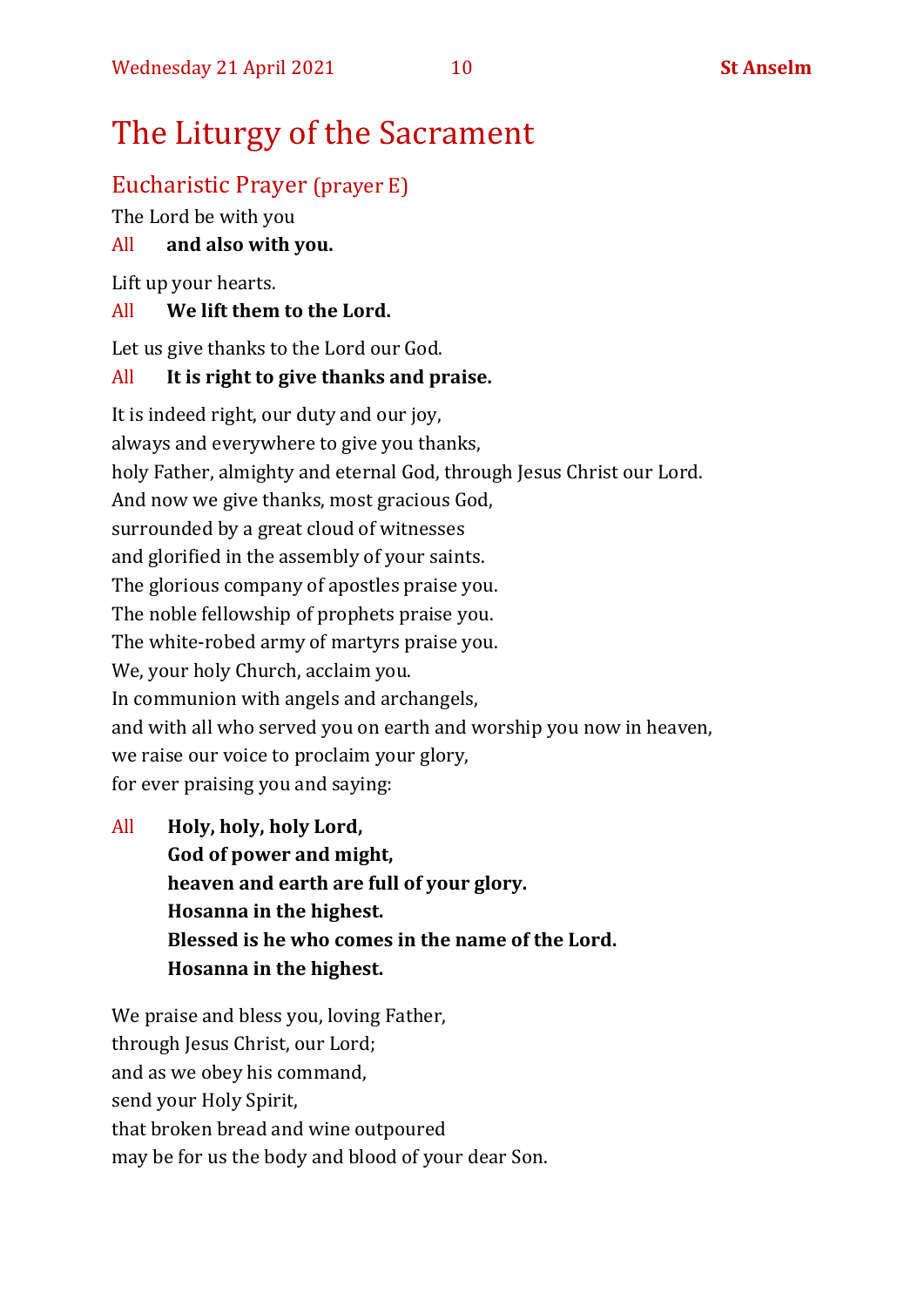# The Liturgy of the Sacrament

## Eucharistic Prayer (prayer E)

The Lord be with you

All **and also with you.**

Lift up your hearts.

All **We lift them to the Lord.**

Let us give thanks to the Lord our God.

All **It is right to give thanks and praise.**

It is indeed right, our duty and our joy,
always and everywhere to give you thanks,
holy Father, almighty and eternal God, through Jesus Christ our Lord.
And now we give thanks, most gracious God,
surrounded by a great cloud of witnesses
and glorified in the assembly of your saints.
The glorious company of apostles praise you.
The noble fellowship of prophets praise you.
The white-robed army of martyrs praise you.
We, your holy Church, acclaim you.
In communion with angels and archangels,
and with all who served you on earth and worship you now in heaven,
we raise our voice to proclaim your glory,
for ever praising you and saying:

All **Holy, holy, holy Lord,**
**God of power and might,**
**heaven and earth are full of your glory.**
**Hosanna in the highest.**
**Blessed is he who comes in the name of the Lord.**
**Hosanna in the highest.**

We praise and bless you, loving Father,
through Jesus Christ, our Lord;
and as we obey his command,
send your Holy Spirit,
that broken bread and wine outpoured
may be for us the body and blood of your dear Son.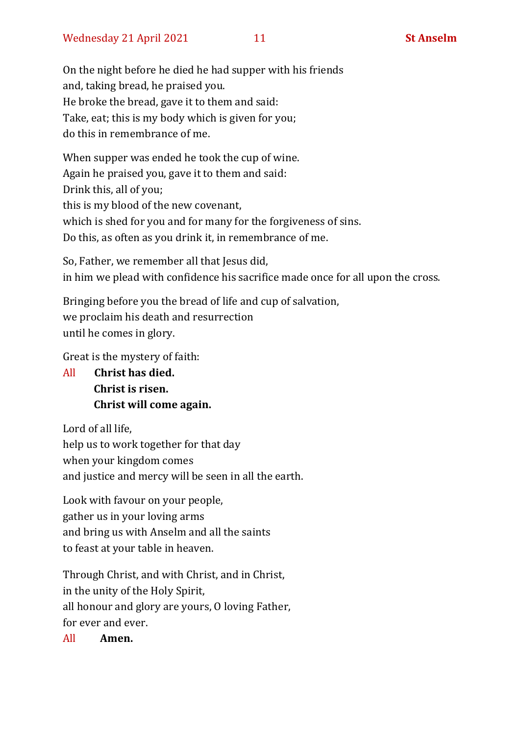On the night before he died he had supper with his friends
and, taking bread, he praised you.
He broke the bread, gave it to them and said:
Take, eat; this is my body which is given for you;
do this in remembrance of me.

When supper was ended he took the cup of wine.
Again he praised you, gave it to them and said:
Drink this, all of you;
this is my blood of the new covenant,
which is shed for you and for many for the forgiveness of sins.
Do this, as often as you drink it, in remembrance of me.

So, Father, we remember all that Jesus did,
in him we plead with confidence his sacrifice made once for all upon the cross.

Bringing before you the bread of life and cup of salvation,
we proclaim his death and resurrection
until he comes in glory.

Great is the mystery of faith:

All **Christ has died.**
**Christ is risen.**
**Christ will come again.**

Lord of all life,
help us to work together for that day
when your kingdom comes
and justice and mercy will be seen in all the earth.

Look with favour on your people,
gather us in your loving arms
and bring us with Anselm and all the saints
to feast at your table in heaven.

Through Christ, and with Christ, and in Christ,
in the unity of the Holy Spirit,
all honour and glory are yours, O loving Father,
for ever and ever.

All **Amen.**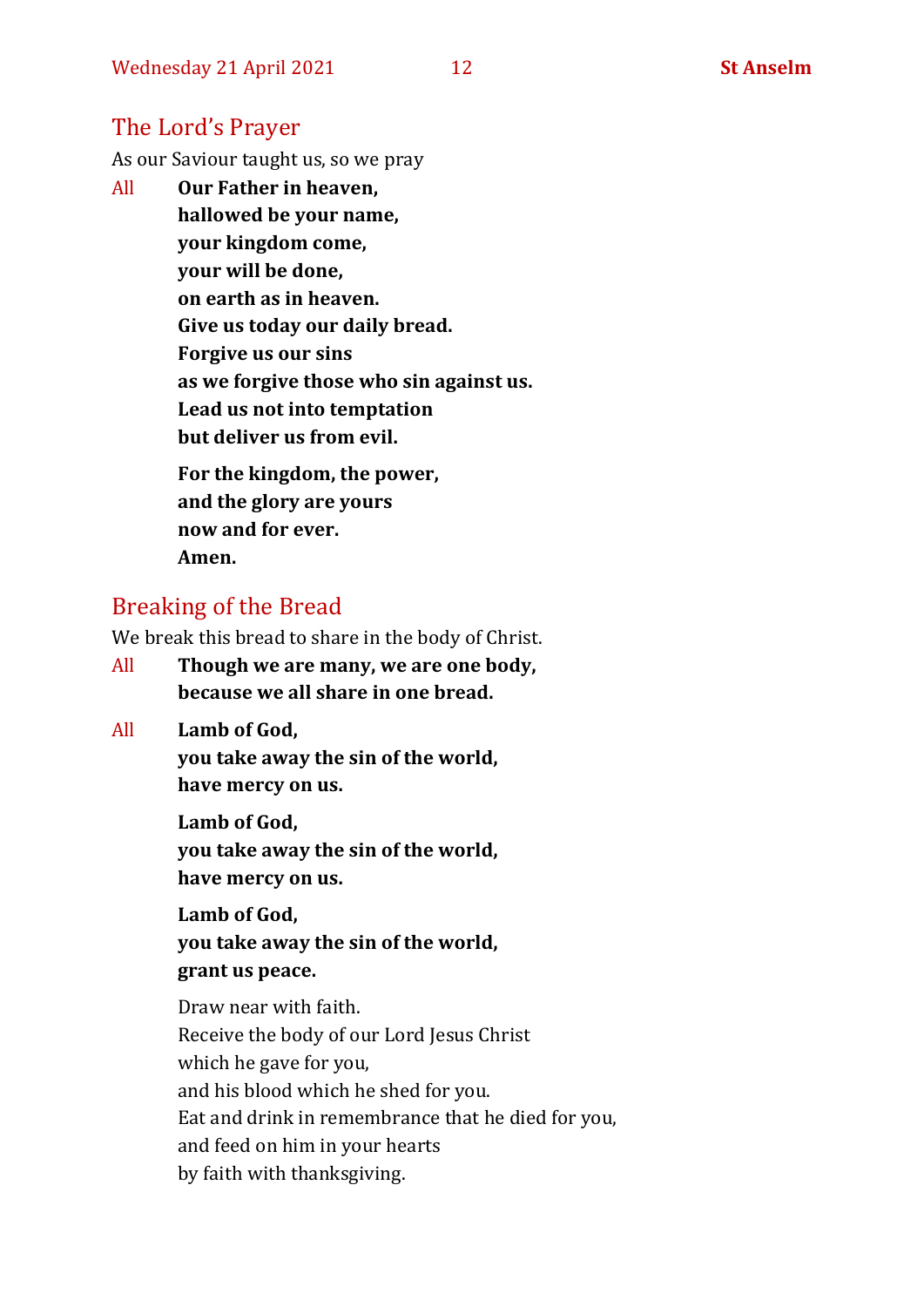## The Lord's Prayer

As our Saviour taught us, so we pray

All **Our Father in heaven,**
**hallowed be your name,**
**your kingdom come,**
**your will be done,**
**on earth as in heaven.**
**Give us today our daily bread.**
**Forgive us our sins**
**as we forgive those who sin against us.**
**Lead us not into temptation**
**but deliver us from evil.**

**For the kingdom, the power,**
**and the glory are yours**
**now and for ever.**
**Amen.**

## Breaking of the Bread

We break this bread to share in the body of Christ.

All **Though we are many, we are one body,**
**because we all share in one bread.**

All **Lamb of God,**
**you take away the sin of the world,**
**have mercy on us.**

**Lamb of God,**
**you take away the sin of the world,**
**have mercy on us.**

**Lamb of God,**
**you take away the sin of the world,**
**grant us peace.**

Draw near with faith.
Receive the body of our Lord Jesus Christ
which he gave for you,
and his blood which he shed for you.
Eat and drink in remembrance that he died for you,
and feed on him in your hearts
by faith with thanksgiving.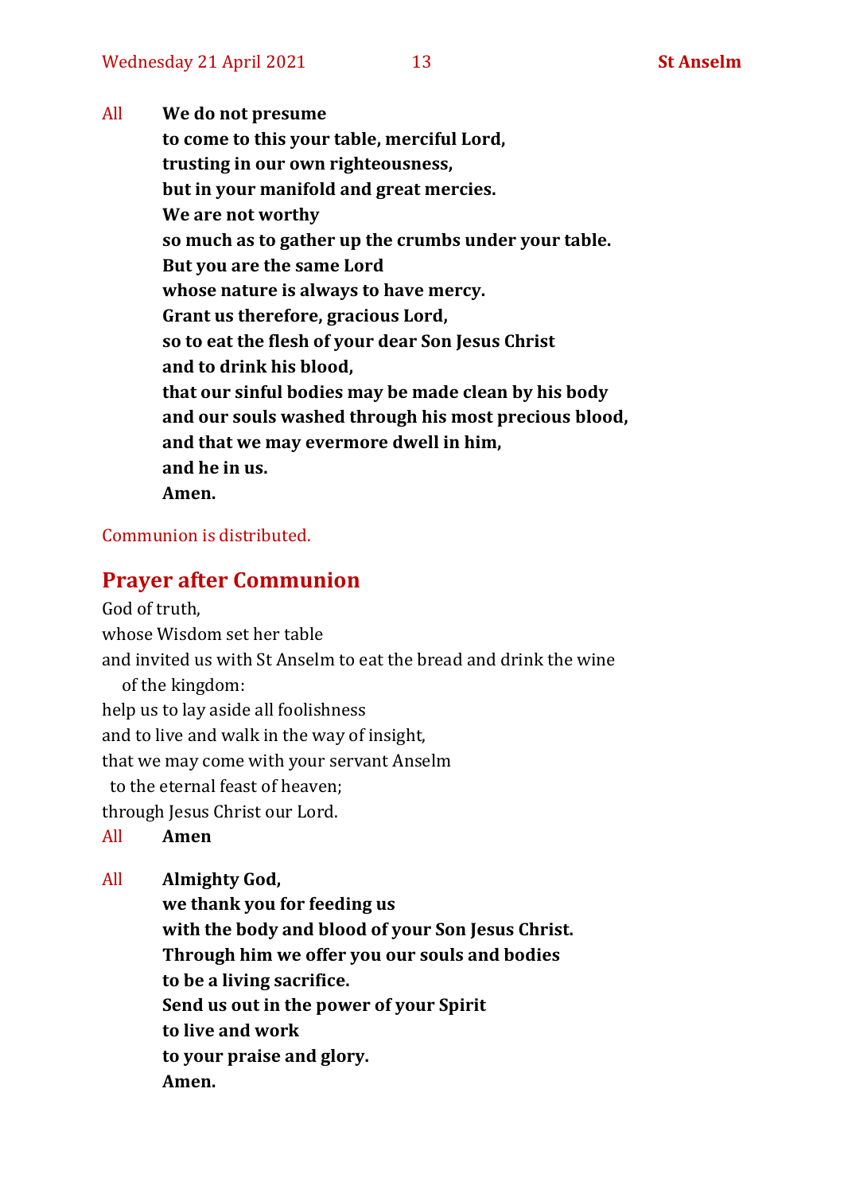All **We do not presume**
**to come to this your table, merciful Lord,**
**trusting in our own righteousness,**
**but in your manifold and great mercies.**
**We are not worthy**
**so much as to gather up the crumbs under your table.**
**But you are the same Lord**
**whose nature is always to have mercy.**
**Grant us therefore, gracious Lord,**
**so to eat the flesh of your dear Son Jesus Christ**
**and to drink his blood,**
**that our sinful bodies may be made clean by his body**
**and our souls washed through his most precious blood,**
**and that we may evermore dwell in him,**
**and he in us.**
**Amen.**

Communion is distributed.

## Prayer after Communion

God of truth,
whose Wisdom set her table
and invited us with St Anselm to eat the bread and drink the wine
of the kingdom:
help us to lay aside all foolishness
and to live and walk in the way of insight,
that we may come with your servant Anselm
to the eternal feast of heaven;
through Jesus Christ our Lord.

All **Amen**

All **Almighty God,**
**we thank you for feeding us**
**with the body and blood of your Son Jesus Christ.**
**Through him we offer you our souls and bodies**
**to be a living sacrifice.**
**Send us out in the power of your Spirit**
**to live and work**
**to your praise and glory.**
**Amen.**